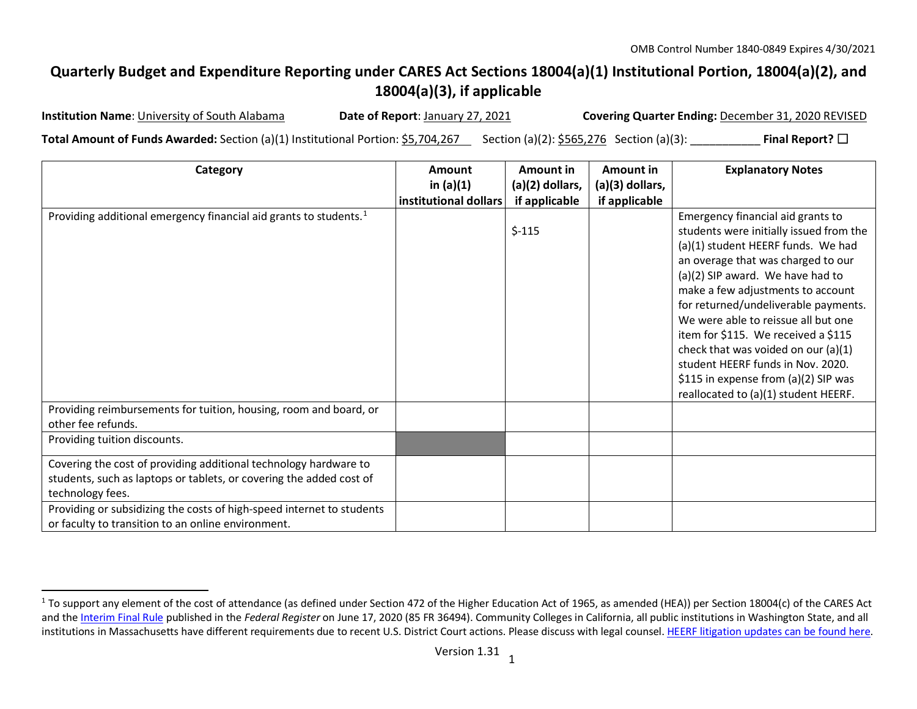OMB Control Number 1840-0849 Expires 4/30/2021

# Quarterly Budget and Expenditure Reporting under CARES Act Sections 18004(a)(1) Institutional Portion, 18004(a)(2), and 18004(a)(3), if applicable

**Institution Name**: University of South Alabama **Date of Report**: January 27, 2021 **Covering Quarter Ending:** December 31, 2020 REVISED

**Total Amount of Funds Awarded:** Section (a)(1) Institutional Portion: $5,704,267 Section (a)(2): $565,276 Section (a)(3): ___________ **Final Report?** ☐

| Category | Amount in (a)(1) institutional dollars | Amount in (a)(2) dollars, if applicable | Amount in (a)(3) dollars, if applicable | Explanatory Notes |
|---|---|---|---|---|
| Providing additional emergency financial aid grants to students.[1] | | $-115 | | Emergency financial aid grants to students were initially issued from the (a)(1) student HEERF funds. We had an overage that was charged to our (a)(2) SIP award. We have had to make a few adjustments to account for returned/undeliverable payments. We were able to reissue all but one item for $115. We received a $115 check that was voided on our (a)(1) student HEERF funds in Nov. 2020. $115 in expense from (a)(2) SIP was reallocated to (a)(1) student HEERF. |
| Providing reimbursements for tuition, housing, room and board, or other fee refunds. | | | | |
| Providing tuition discounts. | | | | |
| Covering the cost of providing additional technology hardware to students, such as laptops or tablets, or covering the added cost of technology fees. | | | | |
| Providing or subsidizing the costs of high-speed internet to students or faculty to transition to an online environment. | | | | |

[1] To support any element of the cost of attendance (as defined under Section 472 of the Higher Education Act of 1965, as amended (HEA)) per Section 18004(c) of the CARES Act and the Interim Final Rule published in the *Federal Register* on June 17, 2020 (85 FR 36494). Community Colleges in California, all public institutions in Washington State, and all institutions in Massachusetts have different requirements due to recent U.S. District Court actions. Please discuss with legal counsel. HEERF litigation updates can be found here.

Version 1.31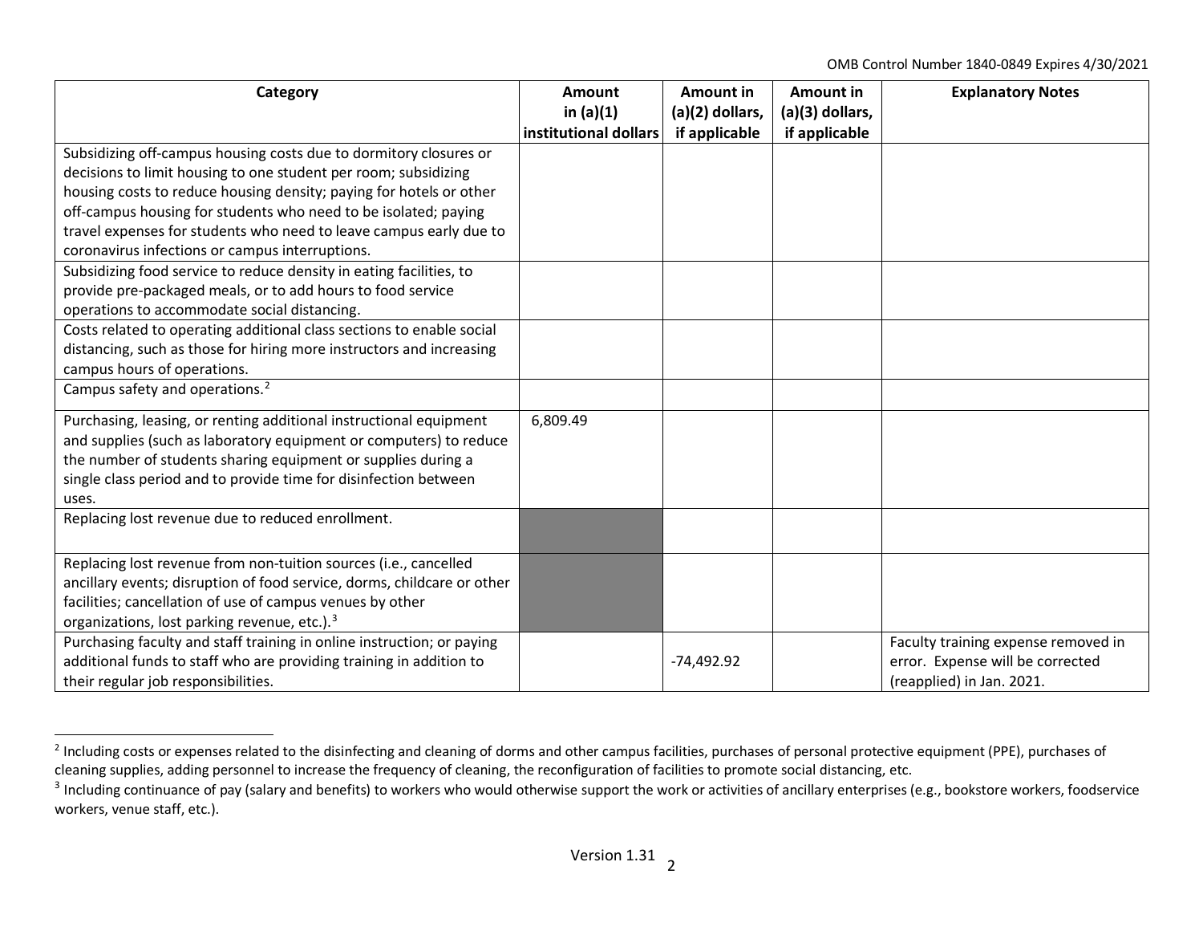| Category | Amount in (a)(1) institutional dollars | Amount in (a)(2) dollars, if applicable | Amount in (a)(3) dollars, if applicable | Explanatory Notes |
|---|---|---|---|---|
| Subsidizing off-campus housing costs due to dormitory closures or decisions to limit housing to one student per room; subsidizing housing costs to reduce housing density; paying for hotels or other off-campus housing for students who need to be isolated; paying travel expenses for students who need to leave campus early due to coronavirus infections or campus interruptions. | | | | |
| Subsidizing food service to reduce density in eating facilities, to provide pre-packaged meals, or to add hours to food service operations to accommodate social distancing. | | | | |
| Costs related to operating additional class sections to enable social distancing, such as those for hiring more instructors and increasing campus hours of operations. | | | | |
| Campus safety and operations.[2] | | | | |
| Purchasing, leasing, or renting additional instructional equipment and supplies (such as laboratory equipment or computers) to reduce the number of students sharing equipment or supplies during a single class period and to provide time for disinfection between uses. | 6,809.49 | | | |
| Replacing lost revenue due to reduced enrollment. | | | | |
| Replacing lost revenue from non-tuition sources (i.e., cancelled ancillary events; disruption of food service, dorms, childcare or other facilities; cancellation of use of campus venues by other organizations, lost parking revenue, etc.).[3] | | | | |
| Purchasing faculty and staff training in online instruction; or paying additional funds to staff who are providing training in addition to their regular job responsibilities. | | -74,492.92 | | Faculty training expense removed in error. Expense will be corrected (reapplied) in Jan. 2021. |

[2] Including costs or expenses related to the disinfecting and cleaning of dorms and other campus facilities, purchases of personal protective equipment (PPE), purchases of cleaning supplies, adding personnel to increase the frequency of cleaning, the reconfiguration of facilities to promote social distancing, etc.

[3] Including continuance of pay (salary and benefits) to workers who would otherwise support the work or activities of ancillary enterprises (e.g., bookstore workers, foodservice workers, venue staff, etc.).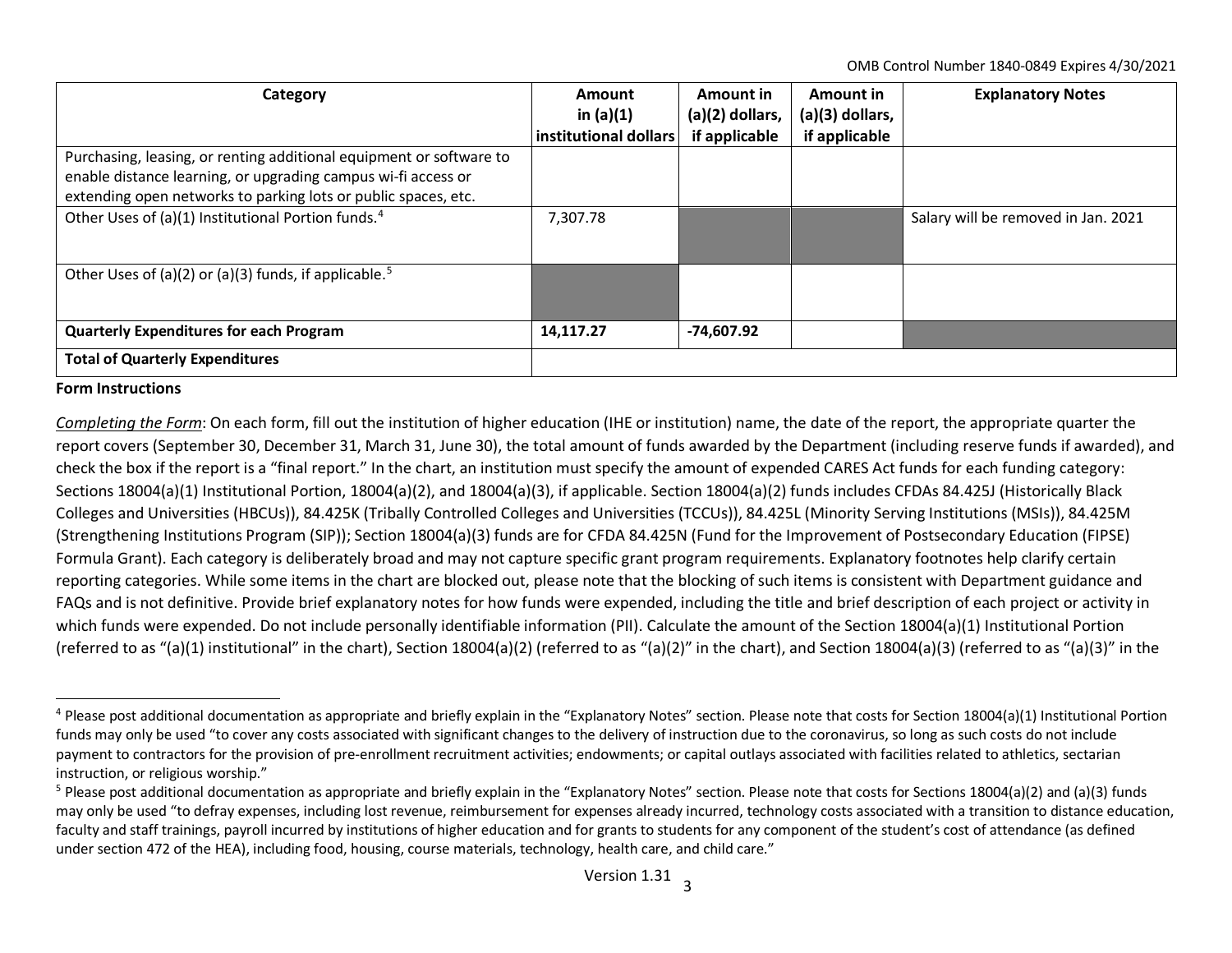| Category | Amount in (a)(1) institutional dollars | Amount in (a)(2) dollars, if applicable | Amount in (a)(3) dollars, if applicable | Explanatory Notes |
|---|---|---|---|---|
| Purchasing, leasing, or renting additional equipment or software to enable distance learning, or upgrading campus wi-fi access or extending open networks to parking lots or public spaces, etc. | | | | |
| Other Uses of (a)(1) Institutional Portion funds.[4] | 7,307.78 | | | Salary will be removed in Jan. 2021 |
| Other Uses of (a)(2) or (a)(3) funds, if applicable.[5] | | | | |
| **Quarterly Expenditures for each Program** | **14,117.27** | **-74,607.92** | | |
| **Total of Quarterly Expenditures** | | | | |

**Form Instructions**

*Completing the Form*: On each form, fill out the institution of higher education (IHE or institution) name, the date of the report, the appropriate quarter the report covers (September 30, December 31, March 31, June 30), the total amount of funds awarded by the Department (including reserve funds if awarded), and check the box if the report is a "final report." In the chart, an institution must specify the amount of expended CARES Act funds for each funding category: Sections 18004(a)(1) Institutional Portion, 18004(a)(2), and 18004(a)(3), if applicable. Section 18004(a)(2) funds includes CFDAs 84.425J (Historically Black Colleges and Universities (HBCUs)), 84.425K (Tribally Controlled Colleges and Universities (TCCUs)), 84.425L (Minority Serving Institutions (MSIs)), 84.425M (Strengthening Institutions Program (SIP)); Section 18004(a)(3) funds are for CFDA 84.425N (Fund for the Improvement of Postsecondary Education (FIPSE) Formula Grant). Each category is deliberately broad and may not capture specific grant program requirements. Explanatory footnotes help clarify certain reporting categories. While some items in the chart are blocked out, please note that the blocking of such items is consistent with Department guidance and FAQs and is not definitive. Provide brief explanatory notes for how funds were expended, including the title and brief description of each project or activity in which funds were expended. Do not include personally identifiable information (PII). Calculate the amount of the Section 18004(a)(1) Institutional Portion (referred to as "(a)(1) institutional" in the chart), Section 18004(a)(2) (referred to as "(a)(2)" in the chart), and Section 18004(a)(3) (referred to as "(a)(3)" in the

---

[4] Please post additional documentation as appropriate and briefly explain in the "Explanatory Notes" section. Please note that costs for Section 18004(a)(1) Institutional Portion funds may only be used "to cover any costs associated with significant changes to the delivery of instruction due to the coronavirus, so long as such costs do not include payment to contractors for the provision of pre-enrollment recruitment activities; endowments; or capital outlays associated with facilities related to athletics, sectarian instruction, or religious worship."

[5] Please post additional documentation as appropriate and briefly explain in the "Explanatory Notes" section. Please note that costs for Sections 18004(a)(2) and (a)(3) funds may only be used "to defray expenses, including lost revenue, reimbursement for expenses already incurred, technology costs associated with a transition to distance education, faculty and staff trainings, payroll incurred by institutions of higher education and for grants to students for any component of the student's cost of attendance (as defined under section 472 of the HEA), including food, housing, course materials, technology, health care, and child care."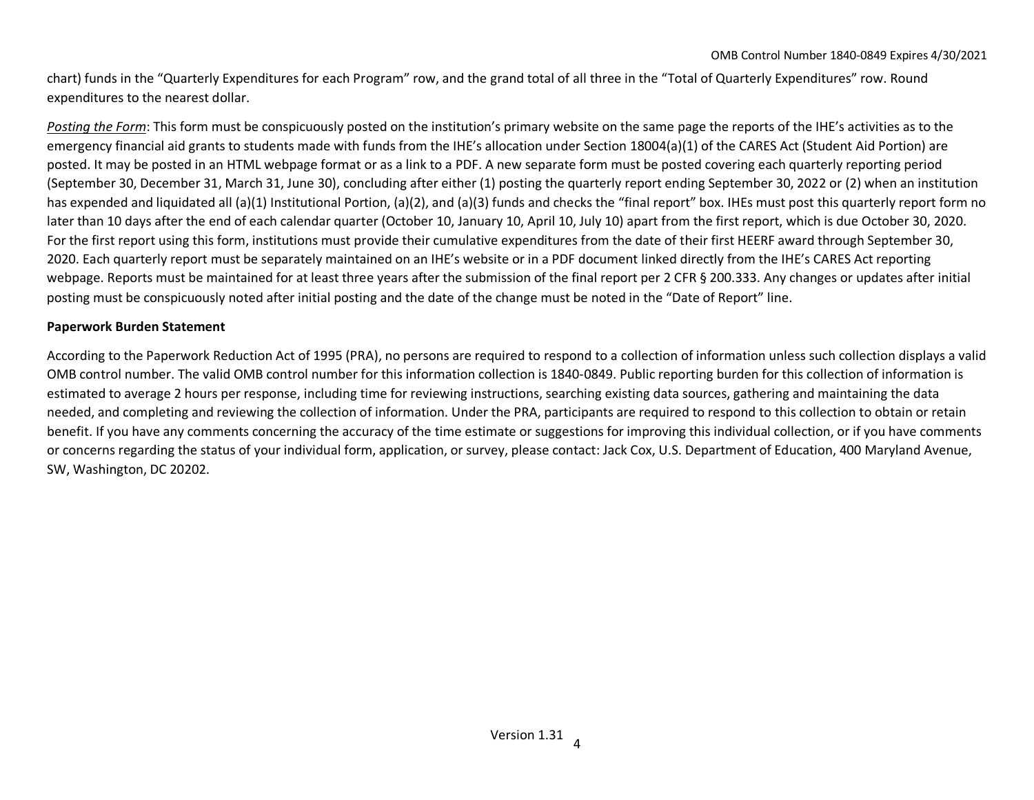chart) funds in the "Quarterly Expenditures for each Program" row, and the grand total of all three in the "Total of Quarterly Expenditures" row. Round expenditures to the nearest dollar.

*Posting the Form*: This form must be conspicuously posted on the institution's primary website on the same page the reports of the IHE's activities as to the emergency financial aid grants to students made with funds from the IHE's allocation under Section 18004(a)(1) of the CARES Act (Student Aid Portion) are posted. It may be posted in an HTML webpage format or as a link to a PDF. A new separate form must be posted covering each quarterly reporting period (September 30, December 31, March 31, June 30), concluding after either (1) posting the quarterly report ending September 30, 2022 or (2) when an institution has expended and liquidated all (a)(1) Institutional Portion, (a)(2), and (a)(3) funds and checks the "final report" box. IHEs must post this quarterly report form no later than 10 days after the end of each calendar quarter (October 10, January 10, April 10, July 10) apart from the first report, which is due October 30, 2020. For the first report using this form, institutions must provide their cumulative expenditures from the date of their first HEERF award through September 30, 2020. Each quarterly report must be separately maintained on an IHE's website or in a PDF document linked directly from the IHE's CARES Act reporting webpage. Reports must be maintained for at least three years after the submission of the final report per 2 CFR § 200.333. Any changes or updates after initial posting must be conspicuously noted after initial posting and the date of the change must be noted in the "Date of Report" line.

**Paperwork Burden Statement**

According to the Paperwork Reduction Act of 1995 (PRA), no persons are required to respond to a collection of information unless such collection displays a valid OMB control number. The valid OMB control number for this information collection is 1840-0849. Public reporting burden for this collection of information is estimated to average 2 hours per response, including time for reviewing instructions, searching existing data sources, gathering and maintaining the data needed, and completing and reviewing the collection of information. Under the PRA, participants are required to respond to this collection to obtain or retain benefit. If you have any comments concerning the accuracy of the time estimate or suggestions for improving this individual collection, or if you have comments or concerns regarding the status of your individual form, application, or survey, please contact: Jack Cox, U.S. Department of Education, 400 Maryland Avenue, SW, Washington, DC 20202.